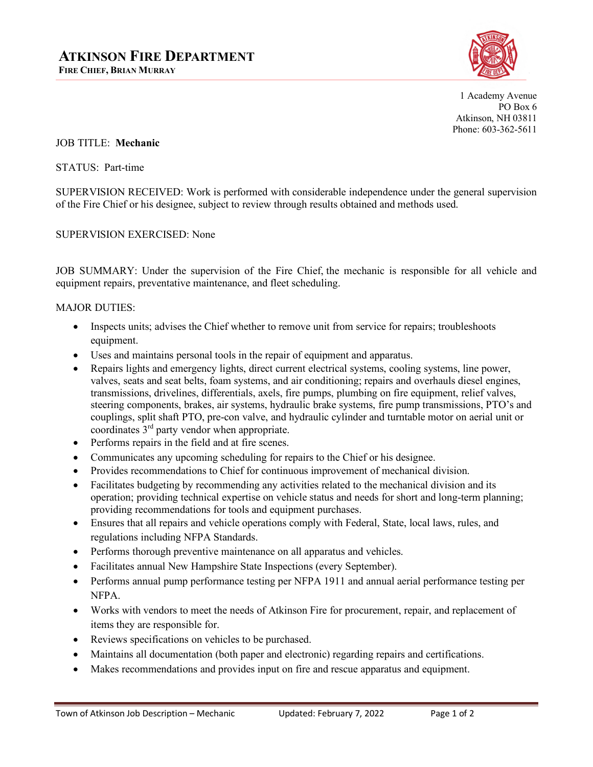# ATKINSON FIRE DEPARTMENT

**FIRE CHIEF, BRIAN MURRAY**

1 Academy Avenue
PO Box 6
Atkinson, NH 03811
Phone: 603-362-5611

JOB TITLE: **Mechanic**

STATUS: Part-time

SUPERVISION RECEIVED: Work is performed with considerable independence under the general supervision of the Fire Chief or his designee, subject to review through results obtained and methods used.

SUPERVISION EXERCISED: None

JOB SUMMARY: Under the supervision of the Fire Chief, the mechanic is responsible for all vehicle and equipment repairs, preventative maintenance, and fleet scheduling.

MAJOR DUTIES:

- Inspects units; advises the Chief whether to remove unit from service for repairs; troubleshoots equipment.
- Uses and maintains personal tools in the repair of equipment and apparatus.
- Repairs lights and emergency lights, direct current electrical systems, cooling systems, line power, valves, seats and seat belts, foam systems, and air conditioning; repairs and overhauls diesel engines, transmissions, drivelines, differentials, axels, fire pumps, plumbing on fire equipment, relief valves, steering components, brakes, air systems, hydraulic brake systems, fire pump transmissions, PTO's and couplings, split shaft PTO, pre-con valve, and hydraulic cylinder and turntable motor on aerial unit or coordinates 3rd party vendor when appropriate.
- Performs repairs in the field and at fire scenes.
- Communicates any upcoming scheduling for repairs to the Chief or his designee.
- Provides recommendations to Chief for continuous improvement of mechanical division.
- Facilitates budgeting by recommending any activities related to the mechanical division and its operation; providing technical expertise on vehicle status and needs for short and long-term planning; providing recommendations for tools and equipment purchases.
- Ensures that all repairs and vehicle operations comply with Federal, State, local laws, rules, and regulations including NFPA Standards.
- Performs thorough preventive maintenance on all apparatus and vehicles.
- Facilitates annual New Hampshire State Inspections (every September).
- Performs annual pump performance testing per NFPA 1911 and annual aerial performance testing per NFPA.
- Works with vendors to meet the needs of Atkinson Fire for procurement, repair, and replacement of items they are responsible for.
- Reviews specifications on vehicles to be purchased.
- Maintains all documentation (both paper and electronic) regarding repairs and certifications.
- Makes recommendations and provides input on fire and rescue apparatus and equipment.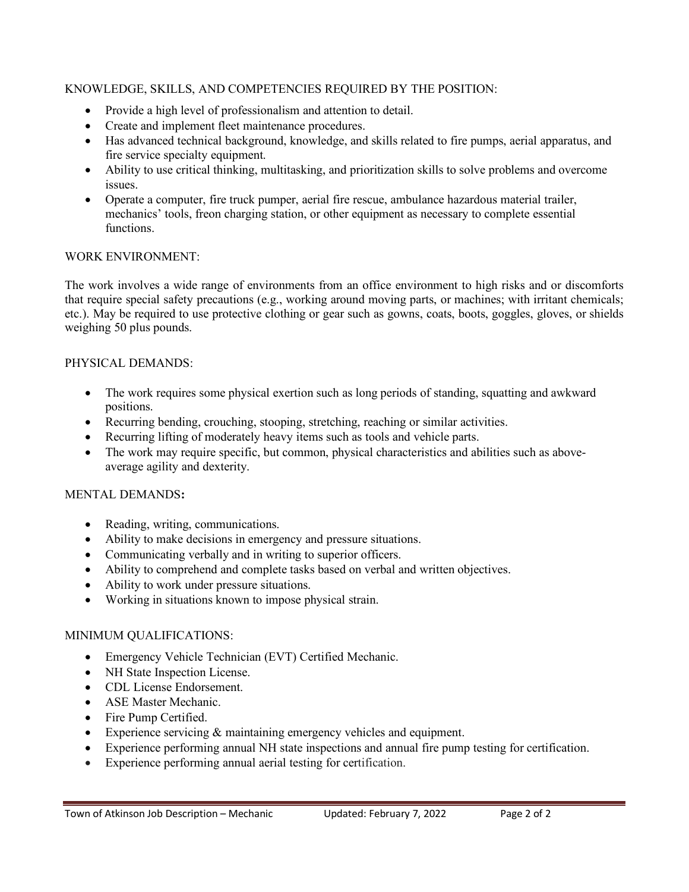## KNOWLEDGE, SKILLS, AND COMPETENCIES REQUIRED BY THE POSITION:

- Provide a high level of professionalism and attention to detail.
- Create and implement fleet maintenance procedures.
- Has advanced technical background, knowledge, and skills related to fire pumps, aerial apparatus, and fire service specialty equipment.
- Ability to use critical thinking, multitasking, and prioritization skills to solve problems and overcome issues.
- Operate a computer, fire truck pumper, aerial fire rescue, ambulance hazardous material trailer, mechanics' tools, freon charging station, or other equipment as necessary to complete essential functions.

## WORK ENVIRONMENT:

The work involves a wide range of environments from an office environment to high risks and or discomforts that require special safety precautions (e.g., working around moving parts, or machines; with irritant chemicals; etc.). May be required to use protective clothing or gear such as gowns, coats, boots, goggles, gloves, or shields weighing 50 plus pounds.

## PHYSICAL DEMANDS:

- The work requires some physical exertion such as long periods of standing, squatting and awkward positions.
- Recurring bending, crouching, stooping, stretching, reaching or similar activities.
- Recurring lifting of moderately heavy items such as tools and vehicle parts.
- The work may require specific, but common, physical characteristics and abilities such as above-average agility and dexterity.

## MENTAL DEMANDS**:**

- Reading, writing, communications.
- Ability to make decisions in emergency and pressure situations.
- Communicating verbally and in writing to superior officers.
- Ability to comprehend and complete tasks based on verbal and written objectives.
- Ability to work under pressure situations.
- Working in situations known to impose physical strain.

## MINIMUM QUALIFICATIONS:

- Emergency Vehicle Technician (EVT) Certified Mechanic.
- NH State Inspection License.
- CDL License Endorsement.
- ASE Master Mechanic.
- Fire Pump Certified.
- Experience servicing & maintaining emergency vehicles and equipment.
- Experience performing annual NH state inspections and annual fire pump testing for certification.
- Experience performing annual aerial testing for certification.